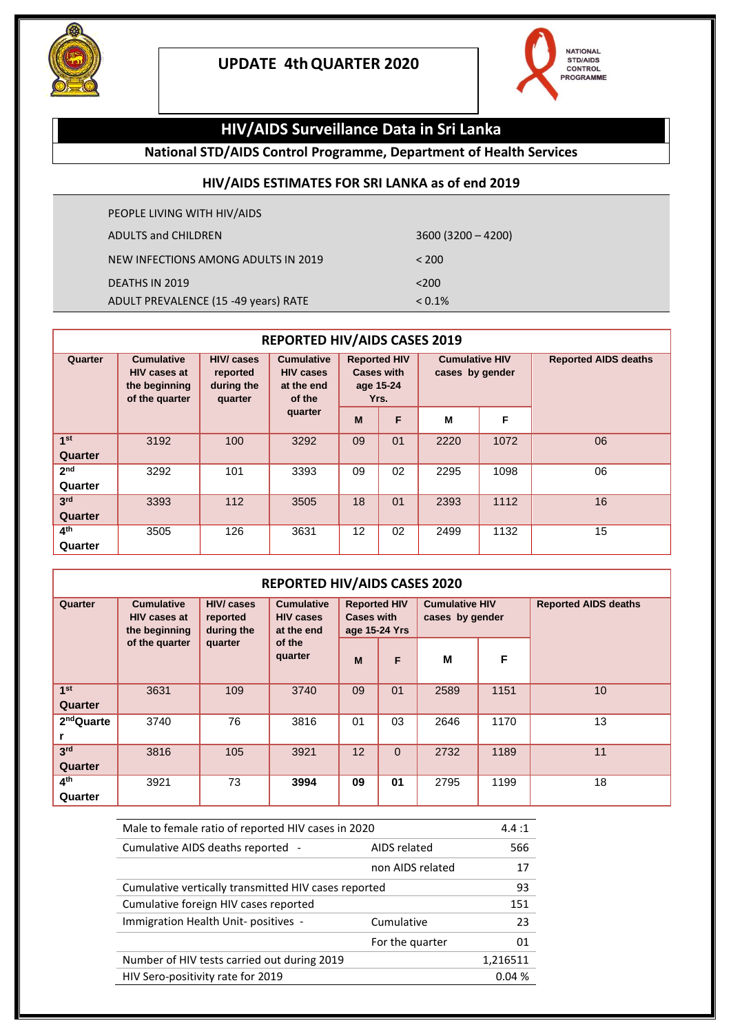# UPDATE 4th QUARTER 2020

NATIONAL STD/AIDS CONTROL PROGRAMME

## HIV/AIDS Surveillance Data in Sri Lanka

**National STD/AIDS Control Programme, Department of Health Services**

### HIV/AIDS ESTIMATES FOR SRI LANKA as of end 2019

| | |
|---|---|
| PEOPLE LIVING WITH HIV/AIDS | |
| ADULTS and CHILDREN | 3600 (3200 – 4200) |
| NEW INFECTIONS AMONG ADULTS IN 2019 | < 200 |
| DEATHS IN 2019 | <200 |
| ADULT PREVALENCE (15 -49 years) RATE | < 0.1% |

### REPORTED HIV/AIDS CASES 2019

| Quarter | Cumulative HIV cases at the beginning of the quarter | HIV/ cases reported during the quarter | Cumulative HIV cases at the end of the quarter | Reported HIV Cases with age 15-24 Yrs. | | Cumulative HIV cases by gender | | Reported AIDS deaths |
|---|---|---|---|---|---|---|---|---|
| | | | | M | F | M | F | |
| 1st Quarter | 3192 | 100 | 3292 | 09 | 01 | 2220 | 1072 | 06 |
| 2nd Quarter | 3292 | 101 | 3393 | 09 | 02 | 2295 | 1098 | 06 |
| 3rd Quarter | 3393 | 112 | 3505 | 18 | 01 | 2393 | 1112 | 16 |
| 4th Quarter | 3505 | 126 | 3631 | 12 | 02 | 2499 | 1132 | 15 |

### REPORTED HIV/AIDS CASES 2020

| Quarter | Cumulative HIV cases at the beginning of the quarter | HIV/ cases reported during the quarter | Cumulative HIV cases at the end of the quarter | Reported HIV Cases with age 15-24 Yrs | | Cumulative HIV cases by gender | | Reported AIDS deaths |
|---|---|---|---|---|---|---|---|---|
| | | | | M | F | M | F | |
| 1st Quarter | 3631 | 109 | 3740 | 09 | 01 | 2589 | 1151 | 10 |
| 2nd Quarter | 3740 | 76 | 3816 | 01 | 03 | 2646 | 1170 | 13 |
| 3rd Quarter | 3816 | 105 | 3921 | 12 | 0 | 2732 | 1189 | 11 |
| 4th Quarter | 3921 | 73 | **3994** | **09** | **01** | 2795 | 1199 | 18 |

| | | |
|---|---|---|
| Male to female ratio of reported HIV cases in 2020 | | 4.4 :1 |
| Cumulative AIDS deaths reported - | AIDS related | 566 |
| | non AIDS related | 17 |
| Cumulative vertically transmitted HIV cases reported | | 93 |
| Cumulative foreign HIV cases reported | | 151 |
| Immigration Health Unit- positives - | Cumulative | 23 |
| | For the quarter | 01 |
| Number of HIV tests carried out during 2019 | | 1,216511 |
| HIV Sero-positivity rate for 2019 | | 0.04 % |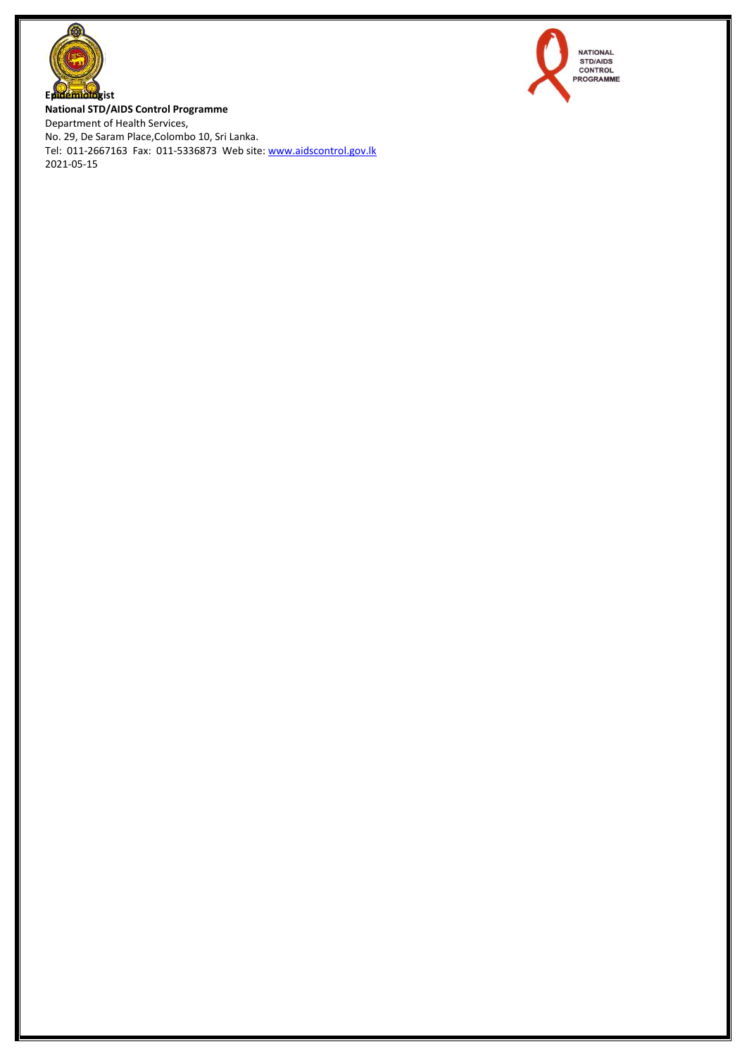**Epidemiologist**

**National STD/AIDS Control Programme**

Department of Health Services,

No. 29, De Saram Place,Colombo 10, Sri Lanka.

Tel: 011-2667163 Fax: 011-5336873 Web site: www.aidscontrol.gov.lk

2021-05-15